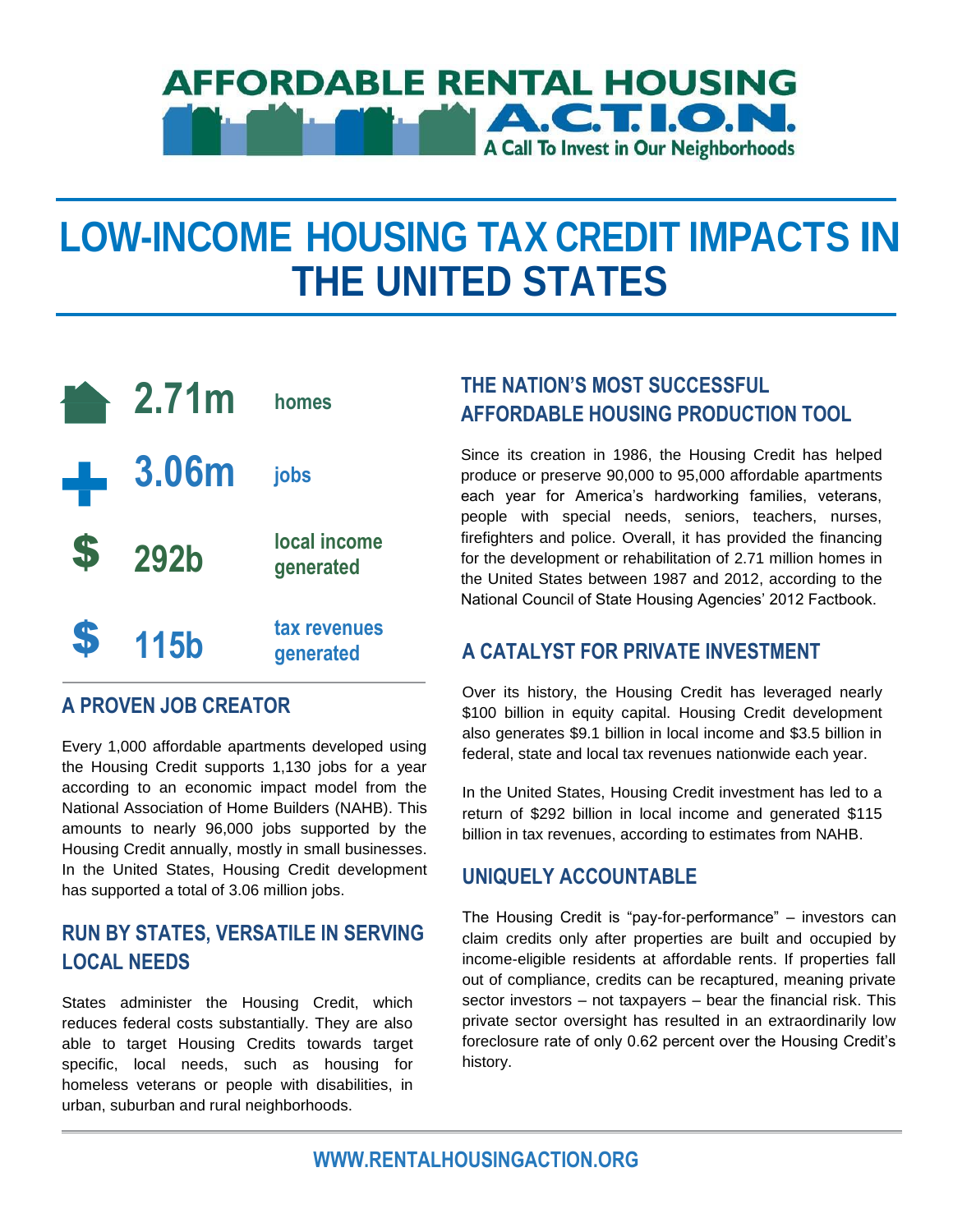AFFORDABLE RENTAL HOUSING

A.C.T.I.O.N.

A Call To Invest in Our Neighborhoods

# LOW-INCOME HOUSING TAX CREDIT IMPACTS IN THE UNITED STATES

| | |
|---|---|
| **2.71m** | homes |
| **3.06m** | jobs |
| **292b** | local income generated |
| **115b** | tax revenues generated |

## A PROVEN JOB CREATOR

Every 1,000 affordable apartments developed using the Housing Credit supports 1,130 jobs for a year according to an economic impact model from the National Association of Home Builders (NAHB). This amounts to nearly 96,000 jobs supported by the Housing Credit annually, mostly in small businesses. In the United States, Housing Credit development has supported a total of 3.06 million jobs.

## RUN BY STATES, VERSATILE IN SERVING LOCAL NEEDS

States administer the Housing Credit, which reduces federal costs substantially. They are also able to target Housing Credits towards target specific, local needs, such as housing for homeless veterans or people with disabilities, in urban, suburban and rural neighborhoods.

## THE NATION'S MOST SUCCESSFUL AFFORDABLE HOUSING PRODUCTION TOOL

Since its creation in 1986, the Housing Credit has helped produce or preserve 90,000 to 95,000 affordable apartments each year for America's hardworking families, veterans, people with special needs, seniors, teachers, nurses, firefighters and police. Overall, it has provided the financing for the development or rehabilitation of 2.71 million homes in the United States between 1987 and 2012, according to the National Council of State Housing Agencies' 2012 Factbook.

## A CATALYST FOR PRIVATE INVESTMENT

Over its history, the Housing Credit has leveraged nearly $100 billion in equity capital. Housing Credit development also generates $9.1 billion in local income and $3.5 billion in federal, state and local tax revenues nationwide each year.

In the United States, Housing Credit investment has led to a return of $292 billion in local income and generated $115 billion in tax revenues, according to estimates from NAHB.

## UNIQUELY ACCOUNTABLE

The Housing Credit is "pay-for-performance" – investors can claim credits only after properties are built and occupied by income-eligible residents at affordable rents. If properties fall out of compliance, credits can be recaptured, meaning private sector investors – not taxpayers – bear the financial risk. This private sector oversight has resulted in an extraordinarily low foreclosure rate of only 0.62 percent over the Housing Credit's history.

WWW.RENTALHOUSINGACTION.ORG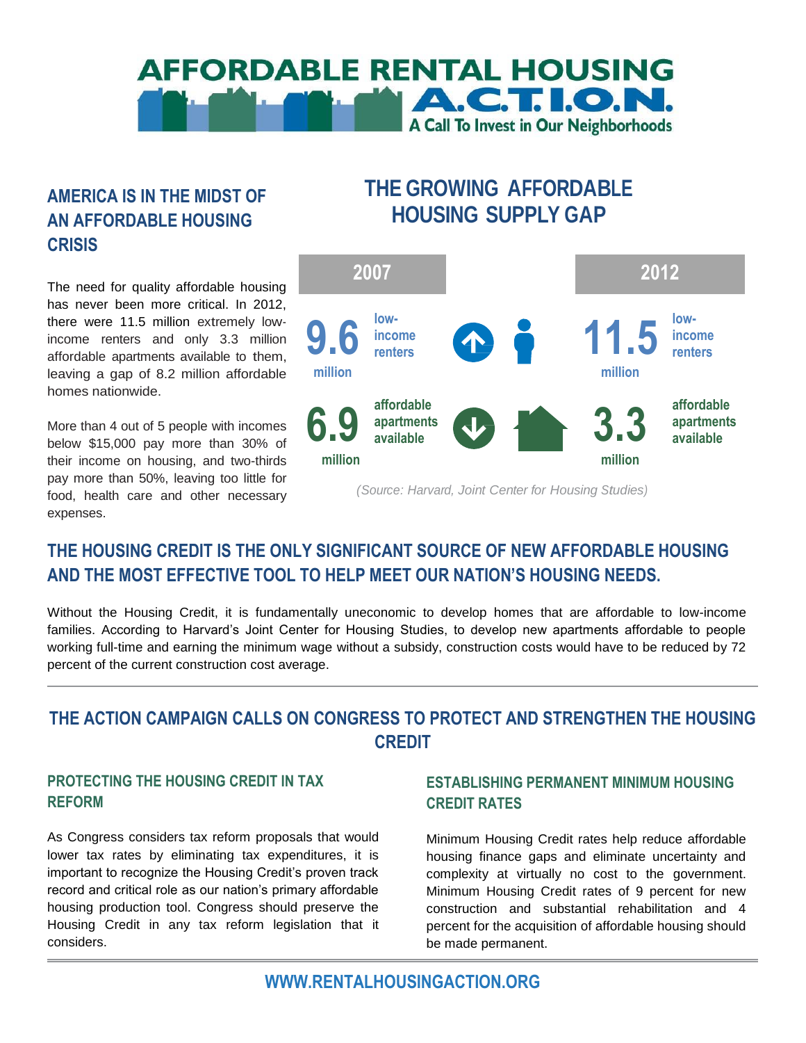# AFFORDABLE RENTAL HOUSING A.C.T.I.O.N.

A Call To Invest in Our Neighborhoods

## AMERICA IS IN THE MIDST OF AN AFFORDABLE HOUSING CRISIS

The need for quality affordable housing has never been more critical. In 2012, there were 11.5 million extremely low-income renters and only 3.3 million affordable apartments available to them, leaving a gap of 8.2 million affordable homes nationwide.

More than 4 out of 5 people with incomes below $15,000 pay more than 30% of their income on housing, and two-thirds pay more than 50%, leaving too little for food, health care and other necessary expenses.

## THE GROWING AFFORDABLE HOUSING SUPPLY GAP

2007

9.6 million low-income renters

6.9 million affordable apartments available

2012

11.5 million low-income renters

3.3 million affordable apartments available

*(Source: Harvard, Joint Center for Housing Studies)*

## THE HOUSING CREDIT IS THE ONLY SIGNIFICANT SOURCE OF NEW AFFORDABLE HOUSING AND THE MOST EFFECTIVE TOOL TO HELP MEET OUR NATION'S HOUSING NEEDS.

Without the Housing Credit, it is fundamentally uneconomic to develop homes that are affordable to low-income families. According to Harvard's Joint Center for Housing Studies, to develop new apartments affordable to people working full-time and earning the minimum wage without a subsidy, construction costs would have to be reduced by 72 percent of the current construction cost average.

## THE ACTION CAMPAIGN CALLS ON CONGRESS TO PROTECT AND STRENGTHEN THE HOUSING CREDIT

### PROTECTING THE HOUSING CREDIT IN TAX REFORM

As Congress considers tax reform proposals that would lower tax rates by eliminating tax expenditures, it is important to recognize the Housing Credit's proven track record and critical role as our nation's primary affordable housing production tool. Congress should preserve the Housing Credit in any tax reform legislation that it considers.

### ESTABLISHING PERMANENT MINIMUM HOUSING CREDIT RATES

Minimum Housing Credit rates help reduce affordable housing finance gaps and eliminate uncertainty and complexity at virtually no cost to the government. Minimum Housing Credit rates of 9 percent for new construction and substantial rehabilitation and 4 percent for the acquisition of affordable housing should be made permanent.

**WWW.RENTALHOUSINGACTION.ORG**